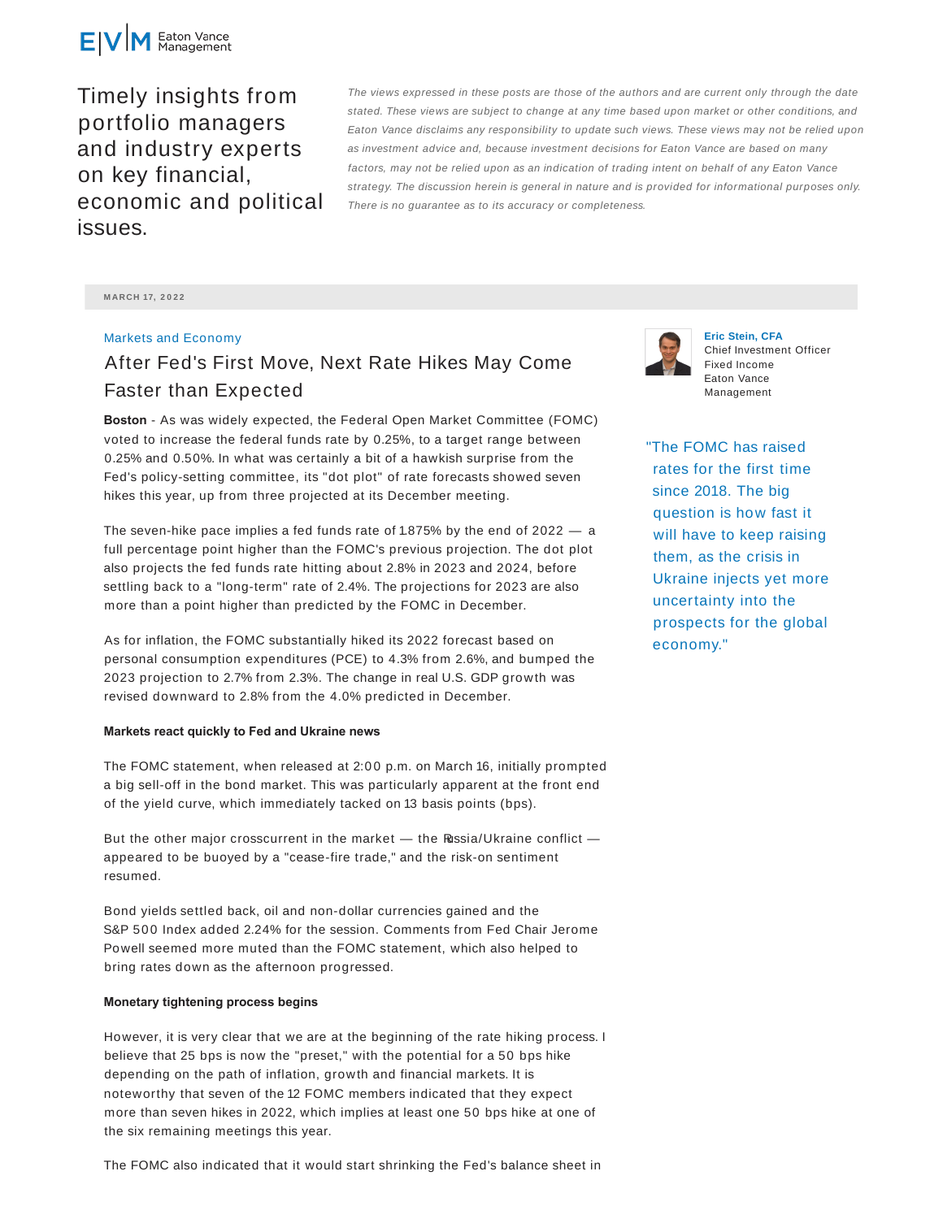Eaton Vance Management

Timely insights from portfolio managers and industry experts on key financial, economic and political issues.

*The views expressed in these posts are those of the authors and are current only through the date stated. These views are subject to change at any time based upon market or other conditions, and Eaton Vance disclaims any responsibility to update such views. These views may not be relied upon as investment advice and, because investment decisions for Eaton Vance are based on many factors, may not be relied upon as an indication of trading intent on behalf of any Eaton Vance strategy. The discussion herein is general in nature and is provided for informational purposes only. There is no guarantee as to its accuracy or completeness.*

MARCH 17, 2022

Markets and Economy

# After Fed's First Move, Next Rate Hikes May Come Faster than Expected

**Eric Stein, CFA**
Chief Investment Officer
Fixed Income
Eaton Vance Management

**Boston** - As was widely expected, the Federal Open Market Committee (FOMC) voted to increase the federal funds rate by 0.25%, to a target range between 0.25% and 0.50%. In what was certainly a bit of a hawkish surprise from the Fed's policy-setting committee, its "dot plot" of rate forecasts showed seven hikes this year, up from three projected at its December meeting.

The seven-hike pace implies a fed funds rate of 1.875% by the end of 2022 — a full percentage point higher than the FOMC's previous projection. The dot plot also projects the fed funds rate hitting about 2.8% in 2023 and 2024, before settling back to a "long-term" rate of 2.4%. The projections for 2023 are also more than a point higher than predicted by the FOMC in December.

As for inflation, the FOMC substantially hiked its 2022 forecast based on personal consumption expenditures (PCE) to 4.3% from 2.6%, and bumped the 2023 projection to 2.7% from 2.3%. The change in real U.S. GDP growth was revised downward to 2.8% from the 4.0% predicted in December.

> "The FOMC has raised rates for the first time since 2018. The big question is how fast it will have to keep raising them, as the crisis in Ukraine injects yet more uncertainty into the prospects for the global economy."

**Markets react quickly to Fed and Ukraine news**

The FOMC statement, when released at 2:00 p.m. on March 16, initially prompted a big sell-off in the bond market. This was particularly apparent at the front end of the yield curve, which immediately tacked on 13 basis points (bps).

But the other major crosscurrent in the market — the Russia/Ukraine conflict — appeared to be buoyed by a "cease-fire trade," and the risk-on sentiment resumed.

Bond yields settled back, oil and non-dollar currencies gained and the S&P 500 Index added 2.24% for the session. Comments from Fed Chair Jerome Powell seemed more muted than the FOMC statement, which also helped to bring rates down as the afternoon progressed.

**Monetary tightening process begins**

However, it is very clear that we are at the beginning of the rate hiking process. I believe that 25 bps is now the "preset," with the potential for a 50 bps hike depending on the path of inflation, growth and financial markets. It is noteworthy that seven of the 12 FOMC members indicated that they expect more than seven hikes in 2022, which implies at least one 50 bps hike at one of the six remaining meetings this year.

The FOMC also indicated that it would start shrinking the Fed's balance sheet in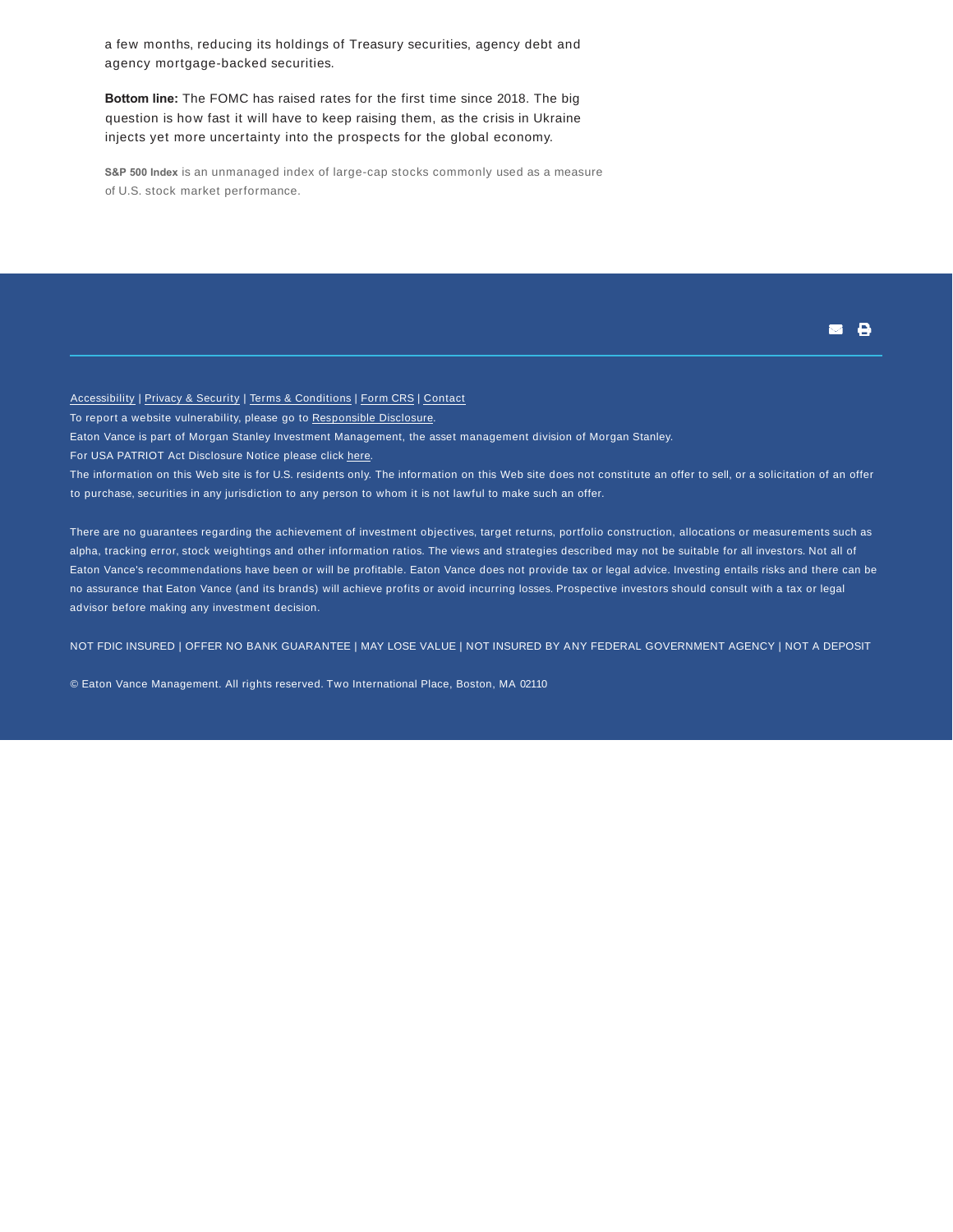a few months, reducing its holdings of Treasury securities, agency debt and agency mortgage-backed securities.

**Bottom line:** The FOMC has raised rates for the first time since 2018. The big question is how fast it will have to keep raising them, as the crisis in Ukraine injects yet more uncertainty into the prospects for the global economy.

**S&P 500 Index** is an unmanaged index of large-cap stocks commonly used as a measure of U.S. stock market performance.

Accessibility | Privacy & Security | Terms & Conditions | Form CRS | Contact

To report a website vulnerability, please go to Responsible Disclosure.

Eaton Vance is part of Morgan Stanley Investment Management, the asset management division of Morgan Stanley.

For USA PATRIOT Act Disclosure Notice please click here.

The information on this Web site is for U.S. residents only. The information on this Web site does not constitute an offer to sell, or a solicitation of an offer to purchase, securities in any jurisdiction to any person to whom it is not lawful to make such an offer.

There are no guarantees regarding the achievement of investment objectives, target returns, portfolio construction, allocations or measurements such as alpha, tracking error, stock weightings and other information ratios. The views and strategies described may not be suitable for all investors. Not all of Eaton Vance's recommendations have been or will be profitable. Eaton Vance does not provide tax or legal advice. Investing entails risks and there can be no assurance that Eaton Vance (and its brands) will achieve profits or avoid incurring losses. Prospective investors should consult with a tax or legal advisor before making any investment decision.

NOT FDIC INSURED | OFFER NO BANK GUARANTEE | MAY LOSE VALUE | NOT INSURED BY ANY FEDERAL GOVERNMENT AGENCY | NOT A DEPOSIT

© Eaton Vance Management. All rights reserved. Two International Place, Boston, MA 02110